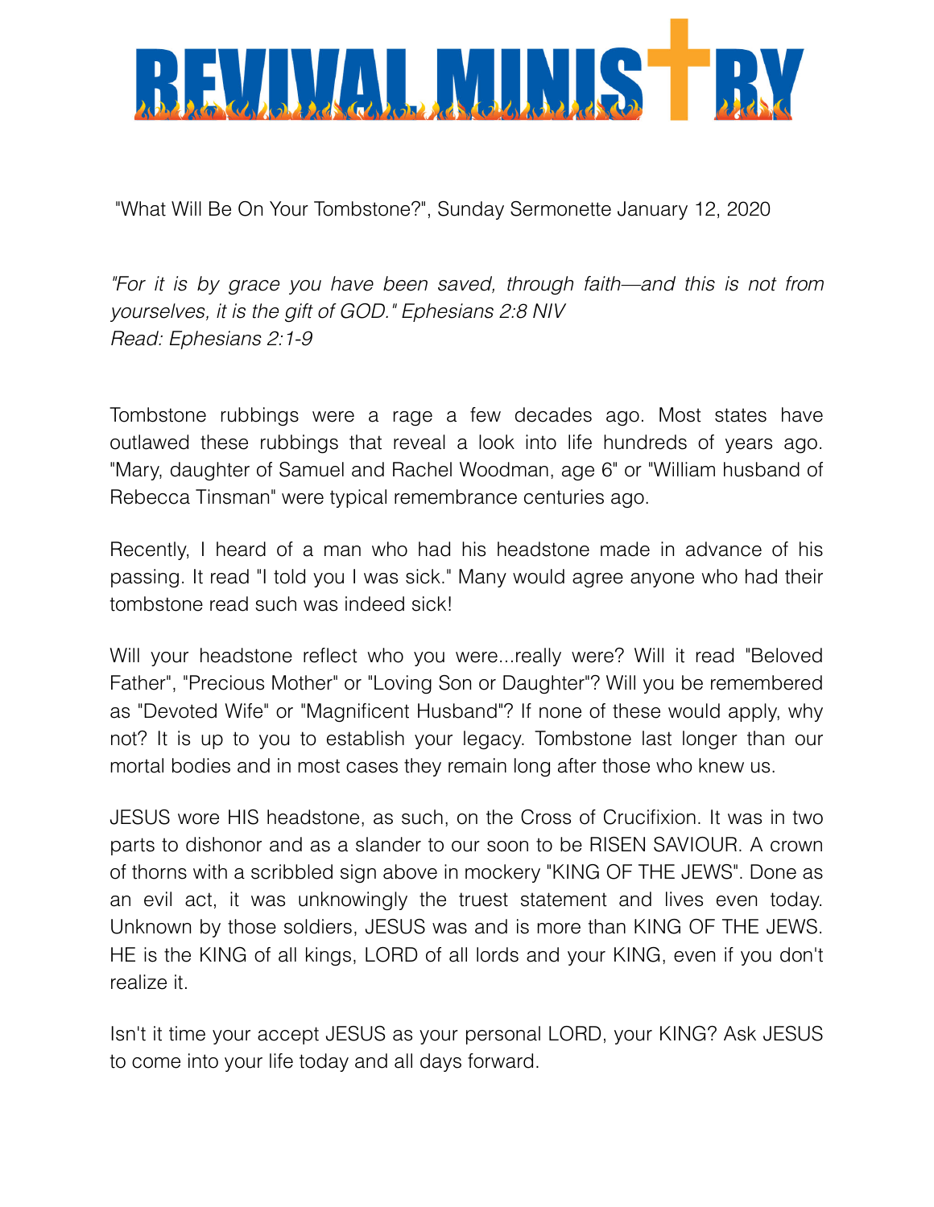# REVIVAL MINISTRY

"What Will Be On Your Tombstone?", Sunday Sermonette January 12, 2020

*"For it is by grace you have been saved, through faith—and this is not from yourselves, it is the gift of GOD." Ephesians 2:8 NIV*
*Read: Ephesians 2:1-9*

Tombstone rubbings were a rage a few decades ago. Most states have outlawed these rubbings that reveal a look into life hundreds of years ago. "Mary, daughter of Samuel and Rachel Woodman, age 6" or "William husband of Rebecca Tinsman" were typical remembrance centuries ago.

Recently, I heard of a man who had his headstone made in advance of his passing. It read "I told you I was sick." Many would agree anyone who had their tombstone read such was indeed sick!

Will your headstone reflect who you were...really were? Will it read "Beloved Father", "Precious Mother" or "Loving Son or Daughter"? Will you be remembered as "Devoted Wife" or "Magnificent Husband"? If none of these would apply, why not? It is up to you to establish your legacy. Tombstone last longer than our mortal bodies and in most cases they remain long after those who knew us.

JESUS wore HIS headstone, as such, on the Cross of Crucifixion. It was in two parts to dishonor and as a slander to our soon to be RISEN SAVIOUR. A crown of thorns with a scribbled sign above in mockery "KING OF THE JEWS". Done as an evil act, it was unknowingly the truest statement and lives even today. Unknown by those soldiers, JESUS was and is more than KING OF THE JEWS. HE is the KING of all kings, LORD of all lords and your KING, even if you don't realize it.

Isn't it time your accept JESUS as your personal LORD, your KING? Ask JESUS to come into your life today and all days forward.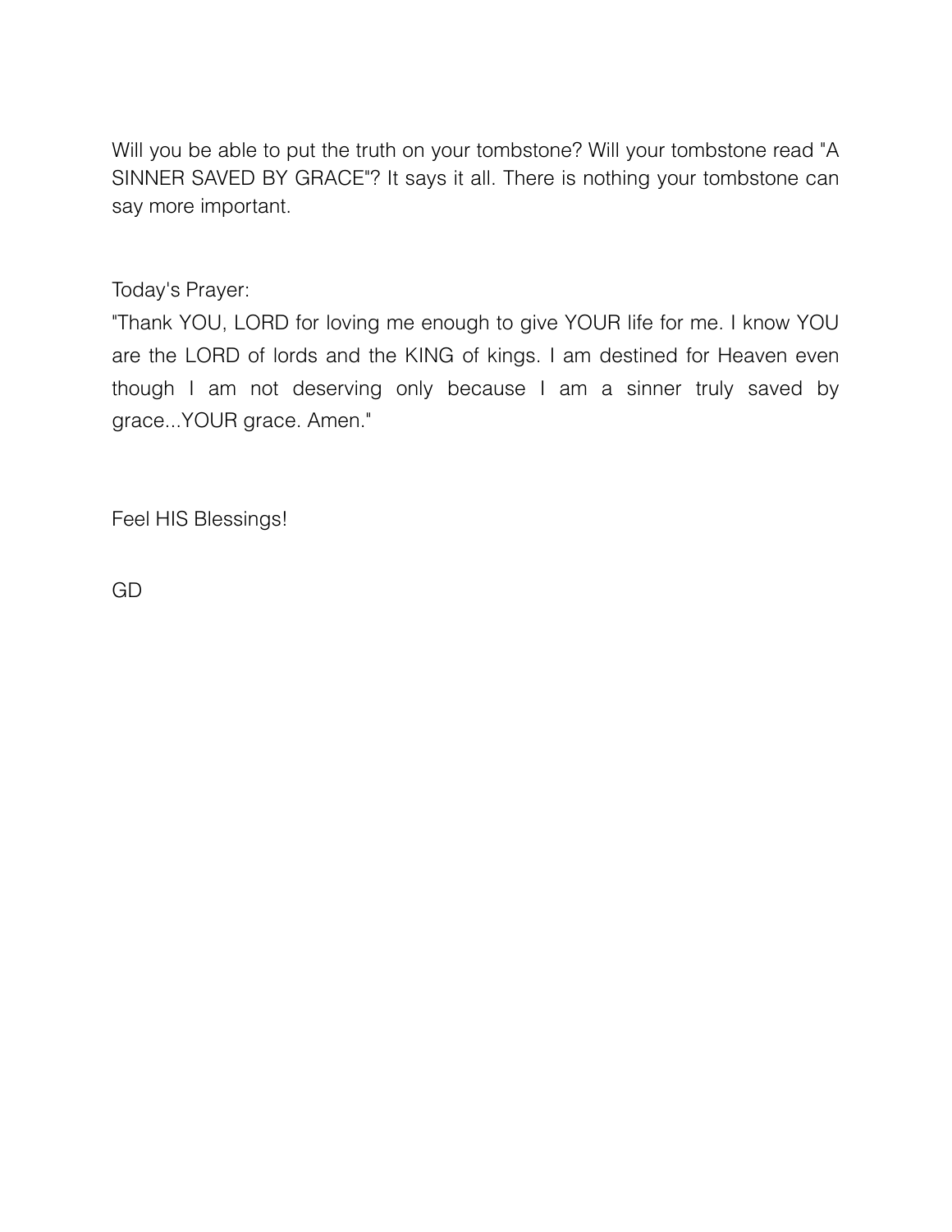Will you be able to put the truth on your tombstone? Will your tombstone read "A SINNER SAVED BY GRACE"? It says it all. There is nothing your tombstone can say more important.

Today's Prayer:
"Thank YOU, LORD for loving me enough to give YOUR life for me. I know YOU are the LORD of lords and the KING of kings. I am destined for Heaven even though I am not deserving only because I am a sinner truly saved by grace...YOUR grace. Amen."

Feel HIS Blessings!

GD